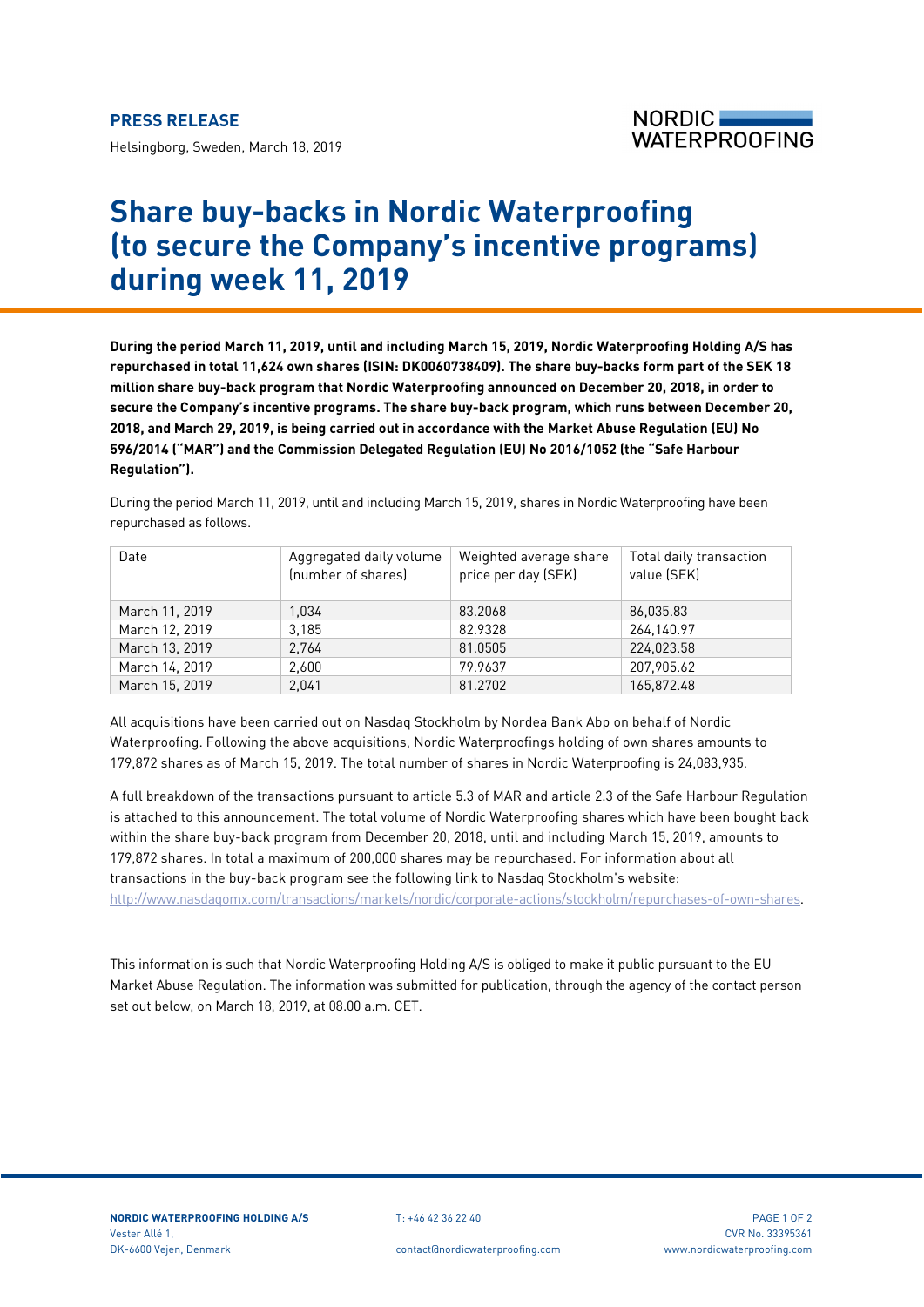**PRESS RELEASE**

Helsingborg, Sweden, March 18, 2019

NORDIC WATERPROOFING

# Share buy-backs in Nordic Waterproofing (to secure the Company's incentive programs) during week 11, 2019

**During the period March 11, 2019, until and including March 15, 2019, Nordic Waterproofing Holding A/S has repurchased in total 11,624 own shares (ISIN: DK0060738409). The share buy-backs form part of the SEK 18 million share buy-back program that Nordic Waterproofing announced on December 20, 2018, in order to secure the Company's incentive programs. The share buy-back program, which runs between December 20, 2018, and March 29, 2019, is being carried out in accordance with the Market Abuse Regulation (EU) No 596/2014 ("MAR") and the Commission Delegated Regulation (EU) No 2016/1052 (the "Safe Harbour Regulation").**

During the period March 11, 2019, until and including March 15, 2019, shares in Nordic Waterproofing have been repurchased as follows.

| Date | Aggregated daily volume (number of shares) | Weighted average share price per day (SEK) | Total daily transaction value (SEK) |
|---|---|---|---|
| March 11, 2019 | 1,034 | 83.2068 | 86,035.83 |
| March 12, 2019 | 3,185 | 82.9328 | 264,140.97 |
| March 13, 2019 | 2,764 | 81.0505 | 224,023.58 |
| March 14, 2019 | 2,600 | 79.9637 | 207,905.62 |
| March 15, 2019 | 2,041 | 81.2702 | 165,872.48 |

All acquisitions have been carried out on Nasdaq Stockholm by Nordea Bank Abp on behalf of Nordic Waterproofing. Following the above acquisitions, Nordic Waterproofings holding of own shares amounts to 179,872 shares as of March 15, 2019. The total number of shares in Nordic Waterproofing is 24,083,935.

A full breakdown of the transactions pursuant to article 5.3 of MAR and article 2.3 of the Safe Harbour Regulation is attached to this announcement. The total volume of Nordic Waterproofing shares which have been bought back within the share buy-back program from December 20, 2018, until and including March 15, 2019, amounts to 179,872 shares. In total a maximum of 200,000 shares may be repurchased. For information about all transactions in the buy-back program see the following link to Nasdaq Stockholm's website: http://www.nasdaqomx.com/transactions/markets/nordic/corporate-actions/stockholm/repurchases-of-own-shares.

This information is such that Nordic Waterproofing Holding A/S is obliged to make it public pursuant to the EU Market Abuse Regulation. The information was submitted for publication, through the agency of the contact person set out below, on March 18, 2019, at 08.00 a.m. CET.

**NORDIC WATERPROOFING HOLDING A/S**
Vester Allé 1,
DK-6600 Vejen, Denmark

T: +46 42 36 22 40
contact@nordicwaterproofing.com

CVR No. 33395361
www.nordicwaterproofing.com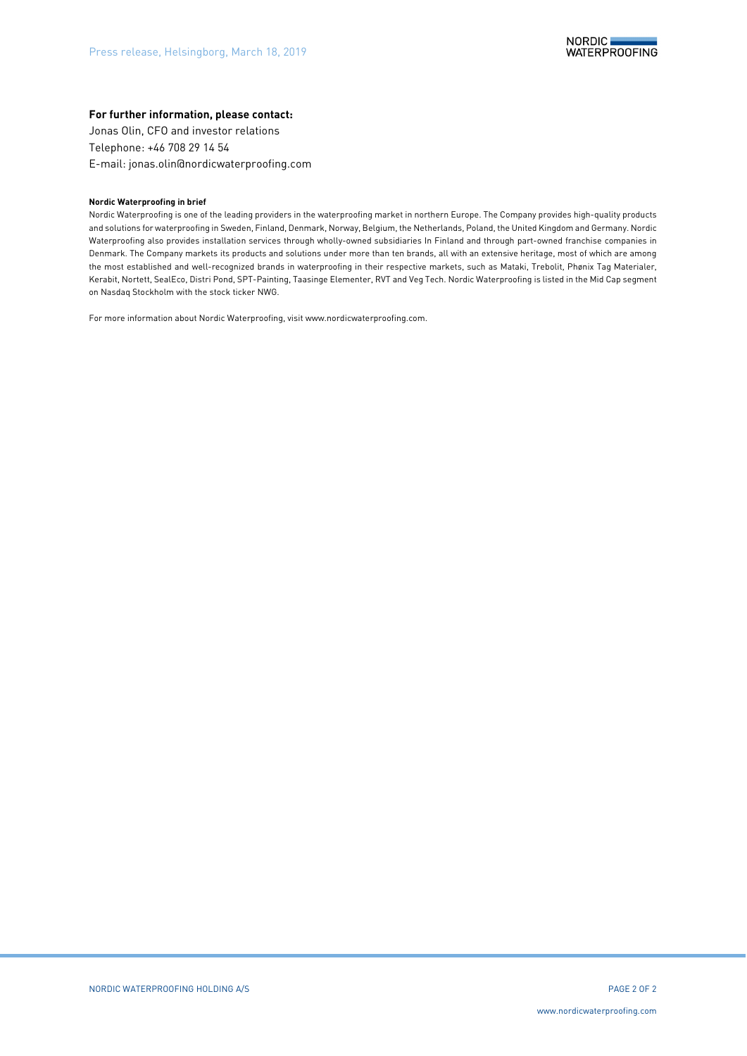**For further information, please contact:**

Jonas Olin, CFO and investor relations
Telephone: +46 708 29 14 54
E-mail: jonas.olin@nordicwaterproofing.com

**Nordic Waterproofing in brief**

Nordic Waterproofing is one of the leading providers in the waterproofing market in northern Europe. The Company provides high-quality products and solutions for waterproofing in Sweden, Finland, Denmark, Norway, Belgium, the Netherlands, Poland, the United Kingdom and Germany. Nordic Waterproofing also provides installation services through wholly-owned subsidiaries In Finland and through part-owned franchise companies in Denmark. The Company markets its products and solutions under more than ten brands, all with an extensive heritage, most of which are among the most established and well-recognized brands in waterproofing in their respective markets, such as Mataki, Trebolit, Phønix Tag Materialer, Kerabit, Nortett, SealEco, Distri Pond, SPT-Painting, Taasinge Elementer, RVT and Veg Tech. Nordic Waterproofing is listed in the Mid Cap segment on Nasdaq Stockholm with the stock ticker NWG.

For more information about Nordic Waterproofing, visit www.nordicwaterproofing.com.